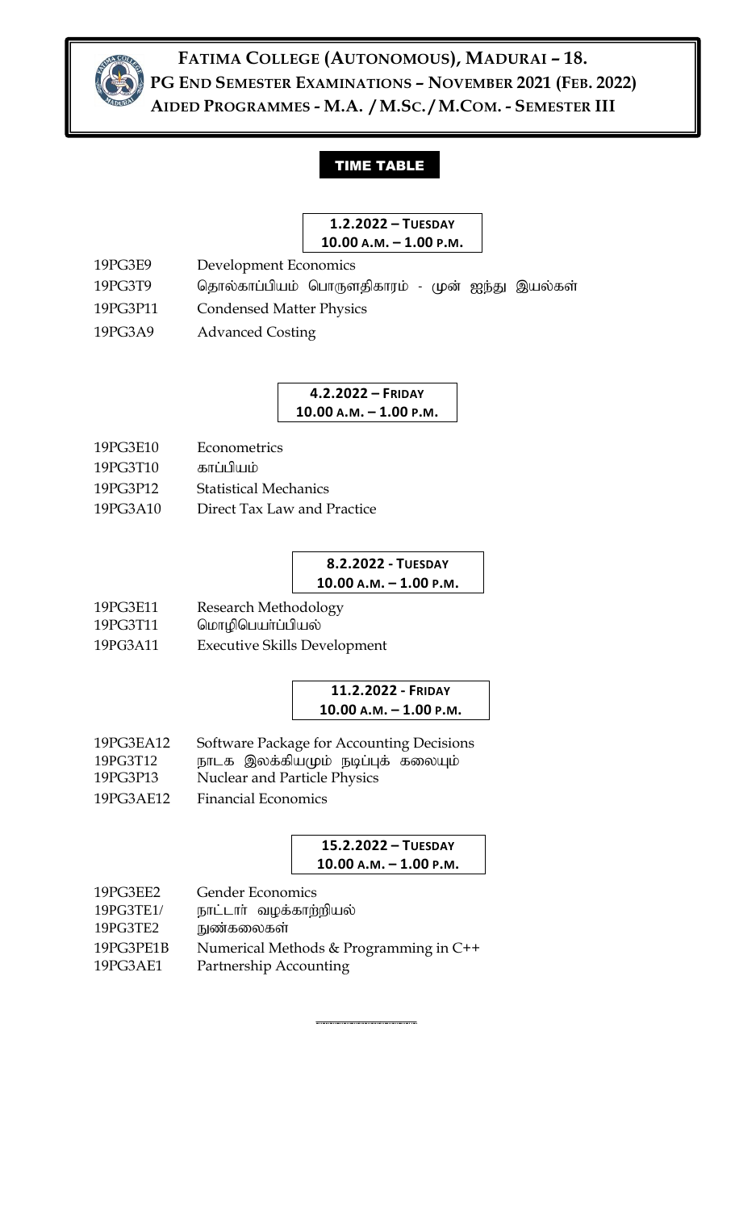# FATIMA COLLEGE (AUTONOMOUS), MADURAI – 18.

## PG END SEMESTER EXAMINATIONS – NOVEMBER 2021 (FEB. 2022)

## AIDED PROGRAMMES - M.A. / M.SC. / M.COM. - SEMESTER III

### TIME TABLE

**1.2.2022 – TUESDAY**
**10.00 A.M. – 1.00 P.M.**

| | |
|---|---|
| 19PG3E9 | Development Economics |
| 19PG3T9 | தொல்காப்பியம் பொருளதிகாரம் - முன் ஐந்து இயல்கள் |
| 19PG3P11 | Condensed Matter Physics |
| 19PG3A9 | Advanced Costing |

**4.2.2022 – FRIDAY**
**10.00 A.M. – 1.00 P.M.**

| | |
|---|---|
| 19PG3E10 | Econometrics |
| 19PG3T10 | காப்பியம் |
| 19PG3P12 | Statistical Mechanics |
| 19PG3A10 | Direct Tax Law and Practice |

**8.2.2022 - TUESDAY**
**10.00 A.M. – 1.00 P.M.**

| | |
|---|---|
| 19PG3E11 | Research Methodology |
| 19PG3T11 | மொழிபெயர்ப்பியல் |
| 19PG3A11 | Executive Skills Development |

**11.2.2022 - FRIDAY**
**10.00 A.M. – 1.00 P.M.**

| | |
|---|---|
| 19PG3EA12 | Software Package for Accounting Decisions |
| 19PG3T12 | நாடக இலக்கியமும் நடிப்புக் கலையும் |
| 19PG3P13 | Nuclear and Particle Physics |
| 19PG3AE12 | Financial Economics |

**15.2.2022 – TUESDAY**
**10.00 A.M. – 1.00 P.M.**

| | |
|---|---|
| 19PG3EE2 | Gender Economics |
| 19PG3TE1/ | நாட்டார் வழக்காற்றியல் |
| 19PG3TE2 | நுண்கலைகள் |
| 19PG3PE1B | Numerical Methods & Programming in C++ |
| 19PG3AE1 | Partnership Accounting |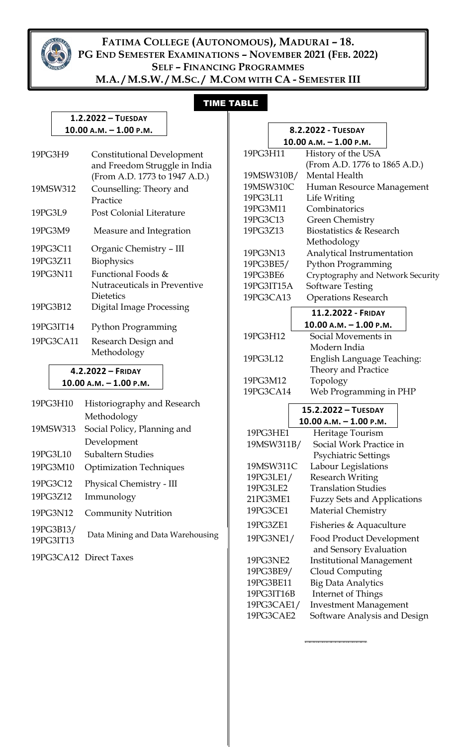# FATIMA COLLEGE (AUTONOMOUS), MADURAI – 18.

## PG END SEMESTER EXAMINATIONS – NOVEMBER 2021 (FEB. 2022)

## SELF – FINANCING PROGRAMMES

## M.A. / M.S.W. / M.SC. / M.COM WITH CA - SEMESTER III

**TIME TABLE**

### 1.2.2022 – TUESDAY
**10.00 A.M. – 1.00 P.M.**

| | |
|---|---|
| 19PG3H9 | Constitutional Development and Freedom Struggle in India (From A.D. 1773 to 1947 A.D.) |
| 19MSW312 | Counselling: Theory and Practice |
| 19PG3L9 | Post Colonial Literature |
| 19PG3M9 | Measure and Integration |
| 19PG3C11 | Organic Chemistry – III |
| 19PG3Z11 | Biophysics |
| 19PG3N11 | Functional Foods & Nutraceuticals in Preventive Dietetics |
| 19PG3B12 | Digital Image Processing |
| 19PG3IT14 | Python Programming |
| 19PG3CA11 | Research Design and Methodology |

### 4.2.2022 – FRIDAY
**10.00 A.M. – 1.00 P.M.**

| | |
|---|---|
| 19PG3H10 | Historiography and Research Methodology |
| 19MSW313 | Social Policy, Planning and Development |
| 19PG3L10 | Subaltern Studies |
| 19PG3M10 | Optimization Techniques |
| 19PG3C12 | Physical Chemistry - III |
| 19PG3Z12 | Immunology |
| 19PG3N12 | Community Nutrition |
| 19PG3B13/ 19PG3IT13 | Data Mining and Data Warehousing |
| 19PG3CA12 | Direct Taxes |

### 8.2.2022 - TUESDAY
**10.00 A.M. – 1.00 P.M.**

| | |
|---|---|
| 19PG3H11 | History of the USA (From A.D. 1776 to 1865 A.D.) |
| 19MSW310B/ | Mental Health |
| 19MSW310C | Human Resource Management |
| 19PG3L11 | Life Writing |
| 19PG3M11 | Combinatorics |
| 19PG3C13 | Green Chemistry |
| 19PG3Z13 | Biostatistics & Research Methodology |
| 19PG3N13 | Analytical Instrumentation |
| 19PG3BE5/ | Python Programming |
| 19PG3BE6 | Cryptography and Network Security |
| 19PG3IT15A | Software Testing |
| 19PG3CA13 | Operations Research |

### 11.2.2022 - FRIDAY
**10.00 A.M. – 1.00 P.M.**

| | |
|---|---|
| 19PG3H12 | Social Movements in Modern India |
| 19PG3L12 | English Language Teaching: Theory and Practice |
| 19PG3M12 | Topology |
| 19PG3CA14 | Web Programming in PHP |

### 15.2.2022 – TUESDAY
**10.00 A.M. – 1.00 P.M.**

| | |
|---|---|
| 19PG3HE1 | Heritage Tourism |
| 19MSW311B/ | Social Work Practice in Psychiatric Settings |
| 19MSW311C | Labour Legislations |
| 19PG3LE1/ | Research Writing |
| 19PG3LE2 | Translation Studies |
| 21PG3ME1 | Fuzzy Sets and Applications |
| 19PG3CE1 | Material Chemistry |
| 19PG3ZE1 | Fisheries & Aquaculture |
| 19PG3NE1/ | Food Product Development and Sensory Evaluation |
| 19PG3NE2 | Institutional Management |
| 19PG3BE9/ | Cloud Computing |
| 19PG3BE11 | Big Data Analytics |
| 19PG3IT16B | Internet of Things |
| 19PG3CAE1/ | Investment Management |
| 19PG3CAE2 | Software Analysis and Design |